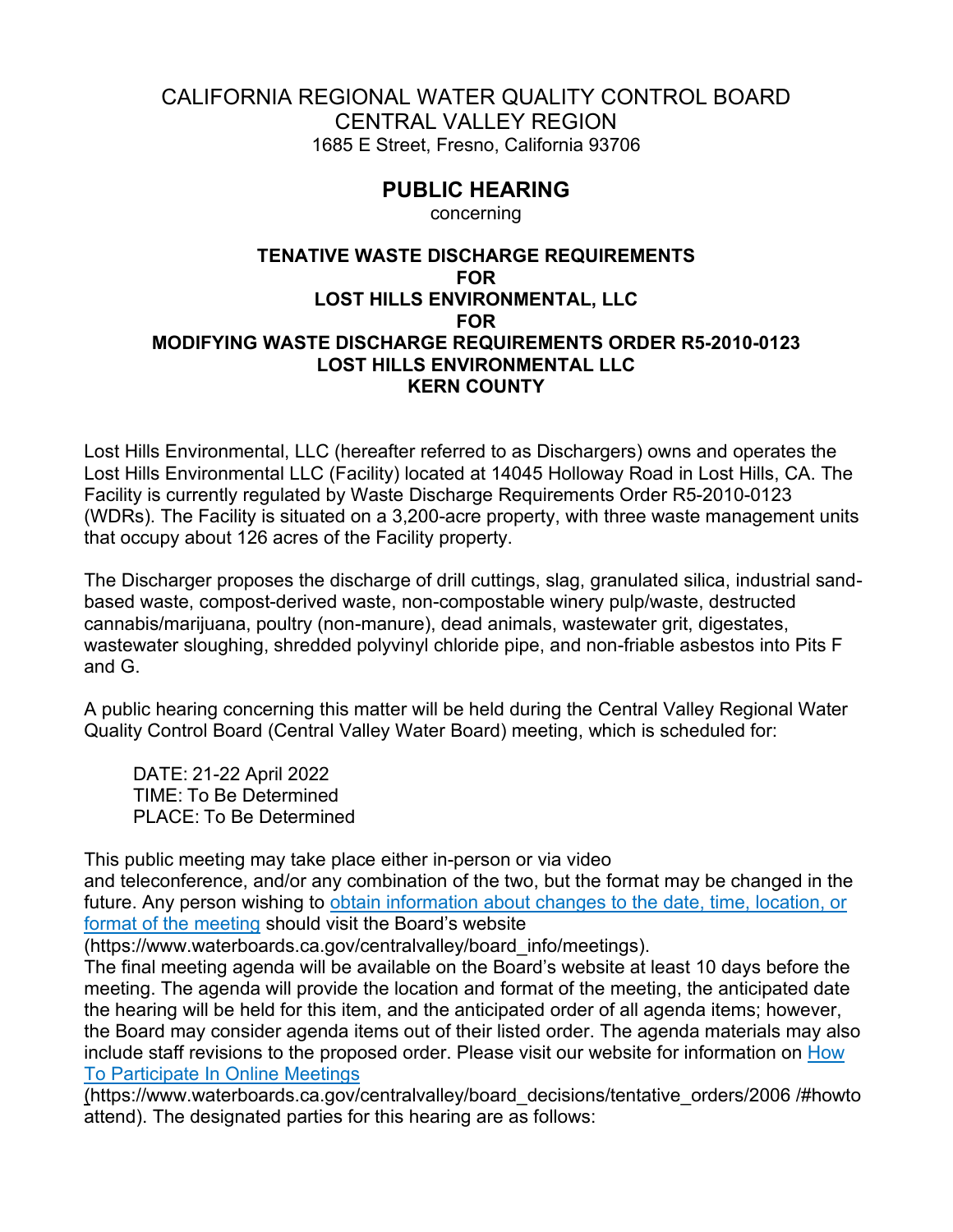CALIFORNIA REGIONAL WATER QUALITY CONTROL BOARD
CENTRAL VALLEY REGION
1685 E Street, Fresno, California 93706

# PUBLIC HEARING

concerning

**TENATIVE WASTE DISCHARGE REQUIREMENTS
FOR
LOST HILLS ENVIRONMENTAL, LLC
FOR
MODIFYING WASTE DISCHARGE REQUIREMENTS ORDER R5-2010-0123
LOST HILLS ENVIRONMENTAL LLC
KERN COUNTY**

Lost Hills Environmental, LLC (hereafter referred to as Dischargers) owns and operates the Lost Hills Environmental LLC (Facility) located at 14045 Holloway Road in Lost Hills, CA. The Facility is currently regulated by Waste Discharge Requirements Order R5-2010-0123 (WDRs). The Facility is situated on a 3,200-acre property, with three waste management units that occupy about 126 acres of the Facility property.

The Discharger proposes the discharge of drill cuttings, slag, granulated silica, industrial sand-based waste, compost-derived waste, non-compostable winery pulp/waste, destructed cannabis/marijuana, poultry (non-manure), dead animals, wastewater grit, digestates, wastewater sloughing, shredded polyvinyl chloride pipe, and non-friable asbestos into Pits F and G.

A public hearing concerning this matter will be held during the Central Valley Regional Water Quality Control Board (Central Valley Water Board) meeting, which is scheduled for:

DATE: 21-22 April 2022
TIME: To Be Determined
PLACE: To Be Determined

This public meeting may take place either in-person or via video and teleconference, and/or any combination of the two, but the format may be changed in the future. Any person wishing to obtain information about changes to the date, time, location, or format of the meeting should visit the Board's website (https://www.waterboards.ca.gov/centralvalley/board_info/meetings).
The final meeting agenda will be available on the Board's website at least 10 days before the meeting. The agenda will provide the location and format of the meeting, the anticipated date the hearing will be held for this item, and the anticipated order of all agenda items; however, the Board may consider agenda items out of their listed order. The agenda materials may also include staff revisions to the proposed order. Please visit our website for information on How To Participate In Online Meetings (https://www.waterboards.ca.gov/centralvalley/board_decisions/tentative_orders/2006 /#howtoattend). The designated parties for this hearing are as follows: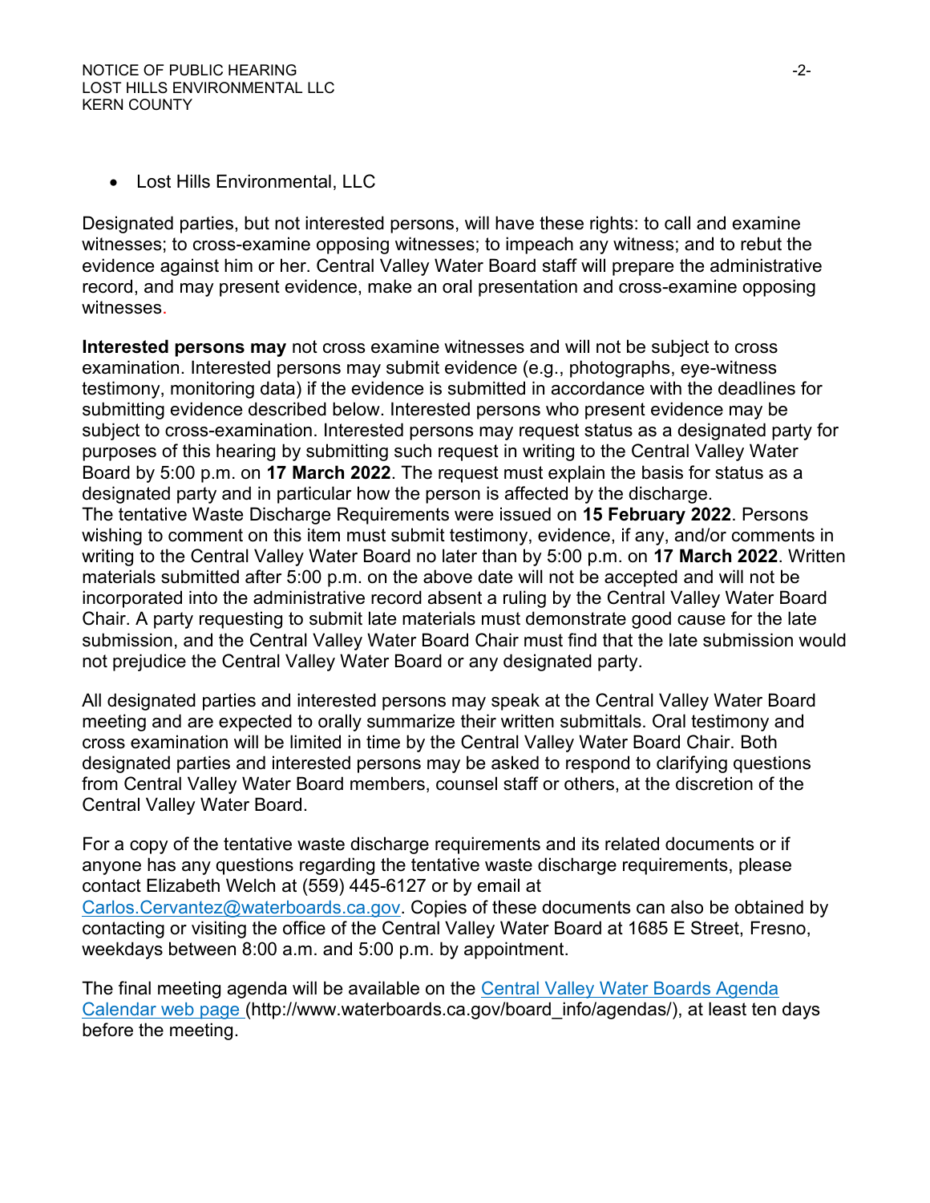- Lost Hills Environmental, LLC

Designated parties, but not interested persons, will have these rights: to call and examine witnesses; to cross-examine opposing witnesses; to impeach any witness; and to rebut the evidence against him or her. Central Valley Water Board staff will prepare the administrative record, and may present evidence, make an oral presentation and cross-examine opposing witnesses.

**Interested persons may** not cross examine witnesses and will not be subject to cross examination. Interested persons may submit evidence (e.g., photographs, eye-witness testimony, monitoring data) if the evidence is submitted in accordance with the deadlines for submitting evidence described below. Interested persons who present evidence may be subject to cross-examination. Interested persons may request status as a designated party for purposes of this hearing by submitting such request in writing to the Central Valley Water Board by 5:00 p.m. on **17 March 2022**. The request must explain the basis for status as a designated party and in particular how the person is affected by the discharge.
The tentative Waste Discharge Requirements were issued on **15 February 2022**. Persons wishing to comment on this item must submit testimony, evidence, if any, and/or comments in writing to the Central Valley Water Board no later than by 5:00 p.m. on **17 March 2022**. Written materials submitted after 5:00 p.m. on the above date will not be accepted and will not be incorporated into the administrative record absent a ruling by the Central Valley Water Board Chair. A party requesting to submit late materials must demonstrate good cause for the late submission, and the Central Valley Water Board Chair must find that the late submission would not prejudice the Central Valley Water Board or any designated party.

All designated parties and interested persons may speak at the Central Valley Water Board meeting and are expected to orally summarize their written submittals. Oral testimony and cross examination will be limited in time by the Central Valley Water Board Chair. Both designated parties and interested persons may be asked to respond to clarifying questions from Central Valley Water Board members, counsel staff or others, at the discretion of the Central Valley Water Board.

For a copy of the tentative waste discharge requirements and its related documents or if anyone has any questions regarding the tentative waste discharge requirements, please contact Elizabeth Welch at (559) 445-6127 or by email at [Carlos.Cervantez@waterboards.ca.gov](mailto:Carlos.Cervantez@waterboards.ca.gov). Copies of these documents can also be obtained by contacting or visiting the office of the Central Valley Water Board at 1685 E Street, Fresno, weekdays between 8:00 a.m. and 5:00 p.m. by appointment.

The final meeting agenda will be available on the [Central Valley Water Boards Agenda Calendar web page](http://www.waterboards.ca.gov/board_info/agendas/) (http://www.waterboards.ca.gov/board_info/agendas/), at least ten days before the meeting.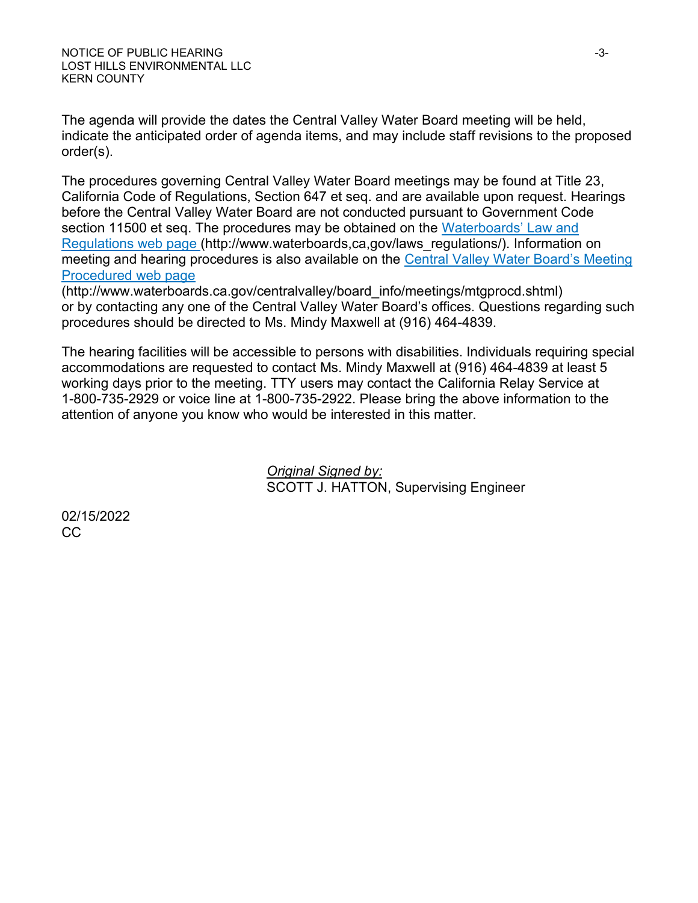The agenda will provide the dates the Central Valley Water Board meeting will be held, indicate the anticipated order of agenda items, and may include staff revisions to the proposed order(s).

The procedures governing Central Valley Water Board meetings may be found at Title 23, California Code of Regulations, Section 647 et seq. and are available upon request. Hearings before the Central Valley Water Board are not conducted pursuant to Government Code section 11500 et seq. The procedures may be obtained on the [Waterboards' Law and Regulations web page](http://www.waterboards,ca,gov/laws_regulations/) (http://www.waterboards,ca,gov/laws_regulations/). Information on meeting and hearing procedures is also available on the [Central Valley Water Board's Meeting Procedured web page](http://www.waterboards.ca.gov/centralvalley/board_info/meetings/mtgprocd.shtml) (http://www.waterboards.ca.gov/centralvalley/board_info/meetings/mtgprocd.shtml) or by contacting any one of the Central Valley Water Board's offices. Questions regarding such procedures should be directed to Ms. Mindy Maxwell at (916) 464-4839.

The hearing facilities will be accessible to persons with disabilities. Individuals requiring special accommodations are requested to contact Ms. Mindy Maxwell at (916) 464-4839 at least 5 working days prior to the meeting. TTY users may contact the California Relay Service at 1-800-735-2929 or voice line at 1-800-735-2922. Please bring the above information to the attention of anyone you know who would be interested in this matter.

*Original Signed by:*
SCOTT J. HATTON, Supervising Engineer

02/15/2022
CC